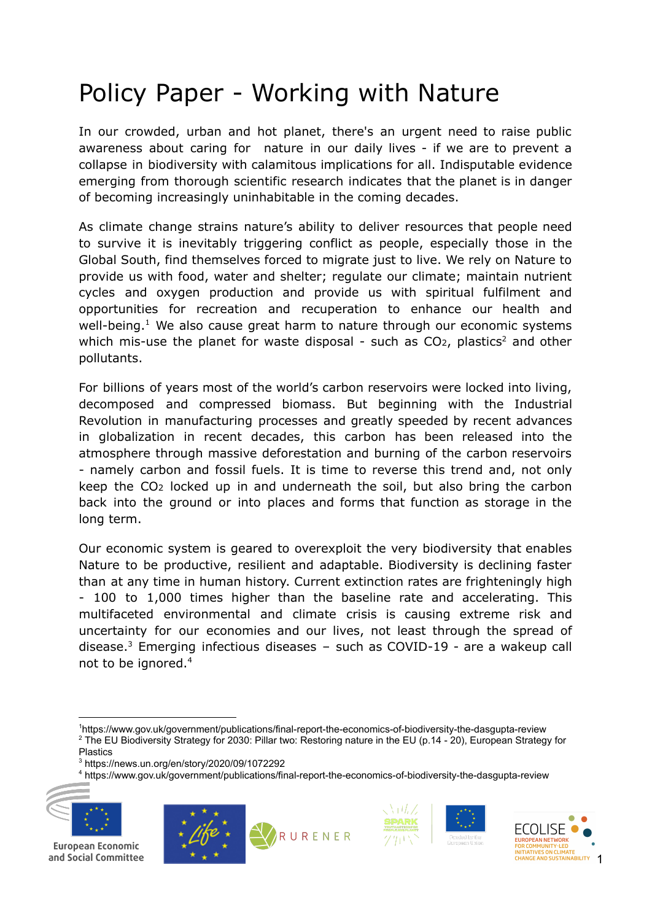# Policy Paper - Working with Nature

In our crowded, urban and hot planet, there's an urgent need to raise public awareness about caring for nature in our daily lives - if we are to prevent a collapse in biodiversity with calamitous implications for all. Indisputable evidence emerging from thorough scientific research indicates that the planet is in danger of becoming increasingly uninhabitable in the coming decades.

As climate change strains nature's ability to deliver resources that people need to survive it is inevitably triggering conflict as people, especially those in the Global South, find themselves forced to migrate just to live. We rely on Nature to provide us with food, water and shelter; regulate our climate; maintain nutrient cycles and oxygen production and provide us with spiritual fulfilment and opportunities for recreation and recuperation to enhance our health and well-being.[1] We also cause great harm to nature through our economic systems which mis-use the planet for waste disposal - such as $CO_2$, plastics[2] and other pollutants.

For billions of years most of the world's carbon reservoirs were locked into living, decomposed and compressed biomass. But beginning with the Industrial Revolution in manufacturing processes and greatly speeded by recent advances in globalization in recent decades, this carbon has been released into the atmosphere through massive deforestation and burning of the carbon reservoirs - namely carbon and fossil fuels. It is time to reverse this trend and, not only keep the $CO_2$ locked up in and underneath the soil, but also bring the carbon back into the ground or into places and forms that function as storage in the long term.

Our economic system is geared to overexploit the very biodiversity that enables Nature to be productive, resilient and adaptable. Biodiversity is declining faster than at any time in human history. Current extinction rates are frighteningly high - 100 to 1,000 times higher than the baseline rate and accelerating. This multifaceted environmental and climate crisis is causing extreme risk and uncertainty for our economies and our lives, not least through the spread of disease.[3] Emerging infectious diseases – such as COVID-19 - are a wakeup call not to be ignored.[4]

---

[1] https://www.gov.uk/government/publications/final-report-the-economics-of-biodiversity-the-dasgupta-review

[2] The EU Biodiversity Strategy for 2030: Pillar two: Restoring nature in the EU (p.14 - 20), European Strategy for Plastics

[3] https://news.un.org/en/story/2020/09/1072292

[4] https://www.gov.uk/government/publications/final-report-the-economics-of-biodiversity-the-dasgupta-review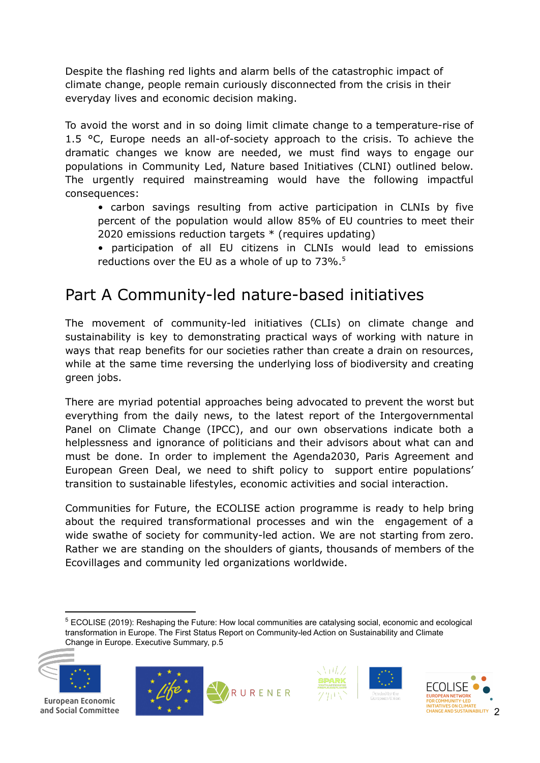Despite the flashing red lights and alarm bells of the catastrophic impact of climate change, people remain curiously disconnected from the crisis in their everyday lives and economic decision making.

To avoid the worst and in so doing limit climate change to a temperature-rise of 1.5 °C, Europe needs an all-of-society approach to the crisis. To achieve the dramatic changes we know are needed, we must find ways to engage our populations in Community Led, Nature based Initiatives (CLNI) outlined below. The urgently required mainstreaming would have the following impactful consequences:

- carbon savings resulting from active participation in CLNIs by five percent of the population would allow 85% of EU countries to meet their 2020 emissions reduction targets * (requires updating)
- participation of all EU citizens in CLNIs would lead to emissions reductions over the EU as a whole of up to 73%.[5]

# Part A Community-led nature-based initiatives

The movement of community-led initiatives (CLIs) on climate change and sustainability is key to demonstrating practical ways of working with nature in ways that reap benefits for our societies rather than create a drain on resources, while at the same time reversing the underlying loss of biodiversity and creating green jobs.

There are myriad potential approaches being advocated to prevent the worst but everything from the daily news, to the latest report of the Intergovernmental Panel on Climate Change (IPCC), and our own observations indicate both a helplessness and ignorance of politicians and their advisors about what can and must be done. In order to implement the Agenda2030, Paris Agreement and European Green Deal, we need to shift policy to support entire populations' transition to sustainable lifestyles, economic activities and social interaction.

Communities for Future, the ECOLISE action programme is ready to help bring about the required transformational processes and win the engagement of a wide swathe of society for community-led action. We are not starting from zero. Rather we are standing on the shoulders of giants, thousands of members of the Ecovillages and community led organizations worldwide.

[5] ECOLISE (2019): Reshaping the Future: How local communities are catalysing social, economic and ecological transformation in Europe. The First Status Report on Community-led Action on Sustainability and Climate Change in Europe. Executive Summary, p.5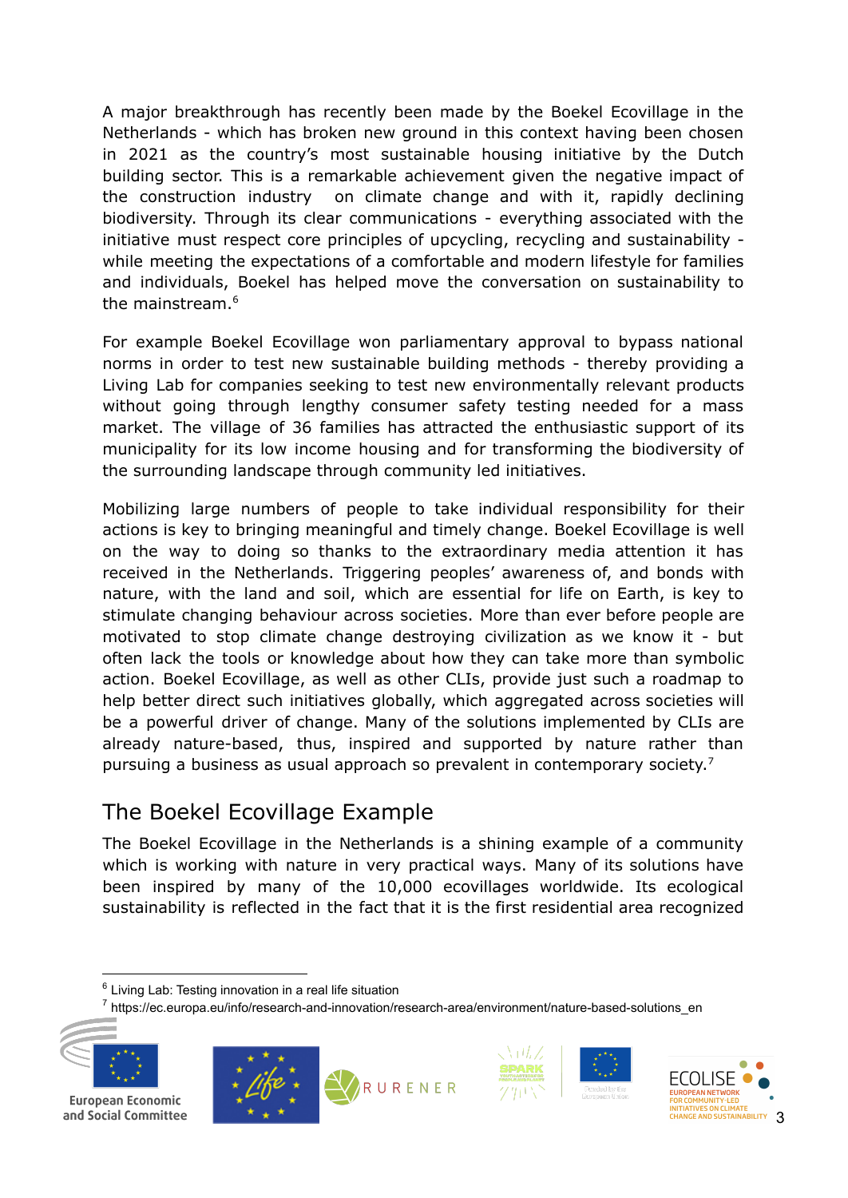A major breakthrough has recently been made by the Boekel Ecovillage in the Netherlands - which has broken new ground in this context having been chosen in 2021 as the country's most sustainable housing initiative by the Dutch building sector. This is a remarkable achievement given the negative impact of the construction industry on climate change and with it, rapidly declining biodiversity. Through its clear communications - everything associated with the initiative must respect core principles of upcycling, recycling and sustainability - while meeting the expectations of a comfortable and modern lifestyle for families and individuals, Boekel has helped move the conversation on sustainability to the mainstream.[6]

For example Boekel Ecovillage won parliamentary approval to bypass national norms in order to test new sustainable building methods - thereby providing a Living Lab for companies seeking to test new environmentally relevant products without going through lengthy consumer safety testing needed for a mass market. The village of 36 families has attracted the enthusiastic support of its municipality for its low income housing and for transforming the biodiversity of the surrounding landscape through community led initiatives.

Mobilizing large numbers of people to take individual responsibility for their actions is key to bringing meaningful and timely change. Boekel Ecovillage is well on the way to doing so thanks to the extraordinary media attention it has received in the Netherlands. Triggering peoples' awareness of, and bonds with nature, with the land and soil, which are essential for life on Earth, is key to stimulate changing behaviour across societies. More than ever before people are motivated to stop climate change destroying civilization as we know it - but often lack the tools or knowledge about how they can take more than symbolic action. Boekel Ecovillage, as well as other CLIs, provide just such a roadmap to help better direct such initiatives globally, which aggregated across societies will be a powerful driver of change. Many of the solutions implemented by CLIs are already nature-based, thus, inspired and supported by nature rather than pursuing a business as usual approach so prevalent in contemporary society.[7]

## The Boekel Ecovillage Example

The Boekel Ecovillage in the Netherlands is a shining example of a community which is working with nature in very practical ways. Many of its solutions have been inspired by many of the 10,000 ecovillages worldwide. Its ecological sustainability is reflected in the fact that it is the first residential area recognized

[6] Living Lab: Testing innovation in a real life situation

[7] https://ec.europa.eu/info/research-and-innovation/research-area/environment/nature-based-solutions_en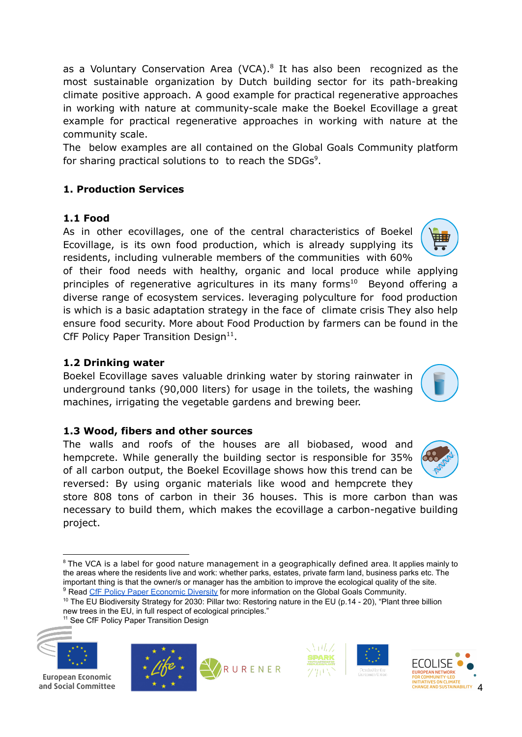as a Voluntary Conservation Area (VCA).[8] It has also been recognized as the most sustainable organization by Dutch building sector for its path-breaking climate positive approach. A good example for practical regenerative approaches in working with nature at community-scale make the Boekel Ecovillage a great example for practical regenerative approaches in working with nature at the community scale.

The below examples are all contained on the Global Goals Community platform for sharing practical solutions to to reach the SDGs[9].

## 1. Production Services

### 1.1 Food

As in other ecovillages, one of the central characteristics of Boekel Ecovillage, is its own food production, which is already supplying its residents, including vulnerable members of the communities with 60% of their food needs with healthy, organic and local produce while applying principles of regenerative agricultures in its many forms[10] Beyond offering a diverse range of ecosystem services. leveraging polyculture for food production is which is a basic adaptation strategy in the face of climate crisis They also help ensure food security. More about Food Production by farmers can be found in the CfF Policy Paper Transition Design[11].

### 1.2 Drinking water

Boekel Ecovillage saves valuable drinking water by storing rainwater in underground tanks (90,000 liters) for usage in the toilets, the washing machines, irrigating the vegetable gardens and brewing beer.

### 1.3 Wood, fibers and other sources

The walls and roofs of the houses are all biobased, wood and hempcrete. While generally the building sector is responsible for 35% of all carbon output, the Boekel Ecovillage shows how this trend can be reversed: By using organic materials like wood and hempcrete they store 808 tons of carbon in their 36 houses. This is more carbon than was necessary to build them, which makes the ecovillage a carbon-negative building project.

---

[8] The VCA is a label for good nature management in a geographically defined area. It applies mainly to the areas where the residents live and work: whether parks, estates, private farm land, business parks etc. The important thing is that the owner/s or manager has the ambition to improve the ecological quality of the site.

[9] Read CfF Policy Paper Economic Diversity for more information on the Global Goals Community.

[10] The EU Biodiversity Strategy for 2030: Pillar two: Restoring nature in the EU (p.14 - 20), "Plant three billion new trees in the EU, in full respect of ecological principles."

[11] See CfF Policy Paper Transition Design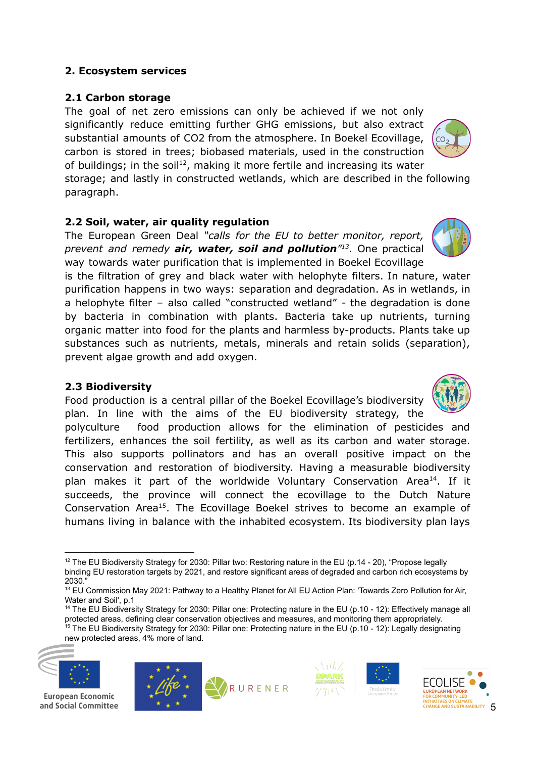## 2. Ecosystem services

### 2.1 Carbon storage

The goal of net zero emissions can only be achieved if we not only significantly reduce emitting further GHG emissions, but also extract substantial amounts of CO2 from the atmosphere. In Boekel Ecovillage, carbon is stored in trees; biobased materials, used in the construction of buildings; in the soil[12], making it more fertile and increasing its water storage; and lastly in constructed wetlands, which are described in the following paragraph.

### 2.2 Soil, water, air quality regulation

The European Green Deal *"calls for the EU to better monitor, report, prevent and remedy **air, water, soil and pollution**"*[13]. One practical way towards water purification that is implemented in Boekel Ecovillage is the filtration of grey and black water with helophyte filters. In nature, water purification happens in two ways: separation and degradation. As in wetlands, in a helophyte filter – also called "constructed wetland" - the degradation is done by bacteria in combination with plants. Bacteria take up nutrients, turning organic matter into food for the plants and harmless by-products. Plants take up substances such as nutrients, metals, minerals and retain solids (separation), prevent algae growth and add oxygen.

### 2.3 Biodiversity

Food production is a central pillar of the Boekel Ecovillage's biodiversity plan. In line with the aims of the EU biodiversity strategy, the polyculture food production allows for the elimination of pesticides and fertilizers, enhances the soil fertility, as well as its carbon and water storage. This also supports pollinators and has an overall positive impact on the conservation and restoration of biodiversity. Having a measurable biodiversity plan makes it part of the worldwide Voluntary Conservation Area[14]. If it succeeds, the province will connect the ecovillage to the Dutch Nature Conservation Area[15]. The Ecovillage Boekel strives to become an example of humans living in balance with the inhabited ecosystem. Its biodiversity plan lays

---

[12] The EU Biodiversity Strategy for 2030: Pillar two: Restoring nature in the EU (p.14 - 20), "Propose legally binding EU restoration targets by 2021, and restore significant areas of degraded and carbon rich ecosystems by 2030."

[13] EU Commission May 2021: Pathway to a Healthy Planet for All EU Action Plan: 'Towards Zero Pollution for Air, Water and Soil', p.1

[14] The EU Biodiversity Strategy for 2030: Pillar one: Protecting nature in the EU (p.10 - 12): Effectively manage all protected areas, defining clear conservation objectives and measures, and monitoring them appropriately.

[15] The EU Biodiversity Strategy for 2030: Pillar one: Protecting nature in the EU (p.10 - 12): Legally designating new protected areas, 4% more of land.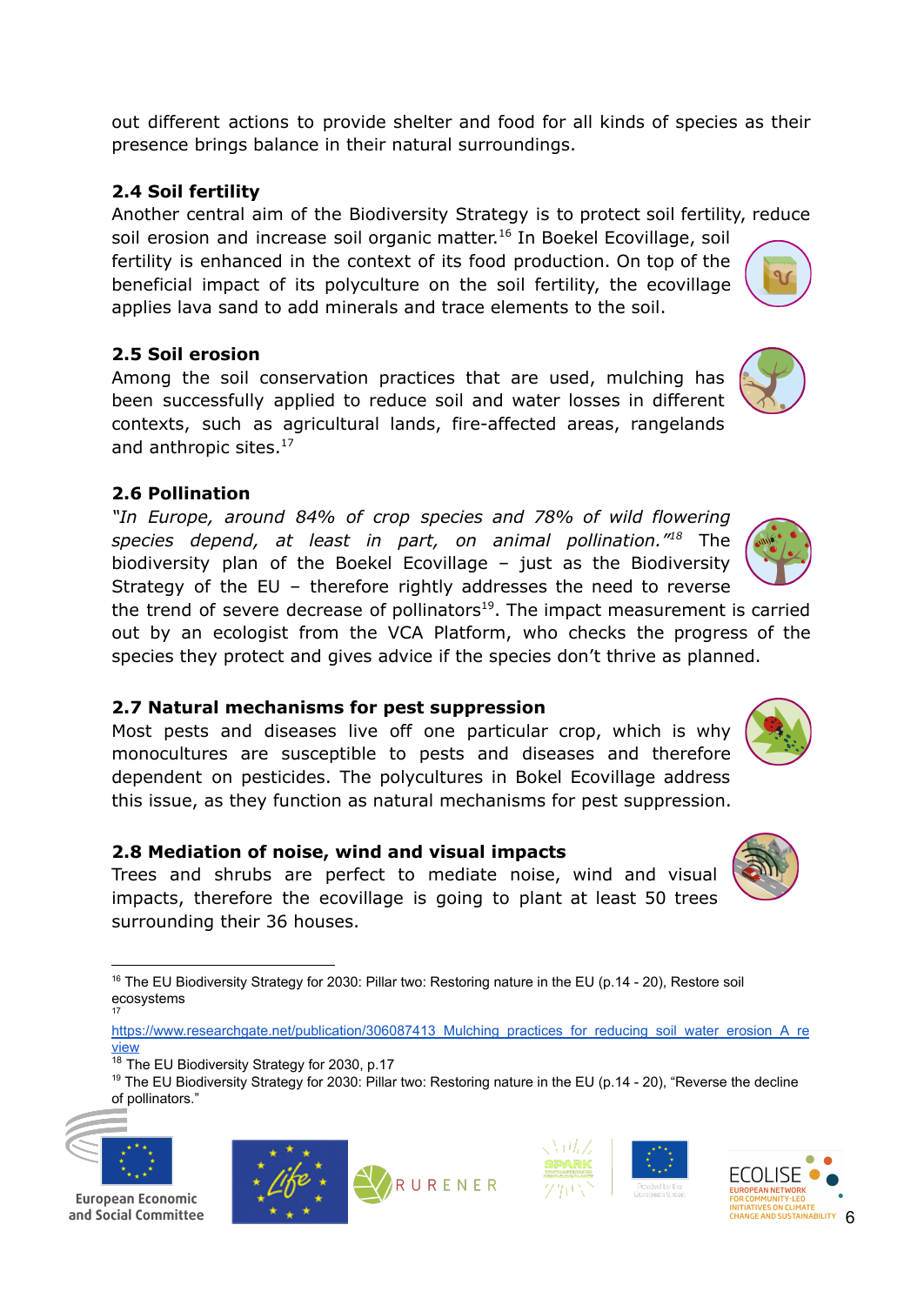out different actions to provide shelter and food for all kinds of species as their presence brings balance in their natural surroundings.

### 2.4 Soil fertility

Another central aim of the Biodiversity Strategy is to protect soil fertility, reduce soil erosion and increase soil organic matter.[16] In Boekel Ecovillage, soil fertility is enhanced in the context of its food production. On top of the beneficial impact of its polyculture on the soil fertility, the ecovillage applies lava sand to add minerals and trace elements to the soil.

### 2.5 Soil erosion

Among the soil conservation practices that are used, mulching has been successfully applied to reduce soil and water losses in different contexts, such as agricultural lands, fire-affected areas, rangelands and anthropic sites.[17]

### 2.6 Pollination

*"In Europe, around 84% of crop species and 78% of wild flowering species depend, at least in part, on animal pollination."*[18] The biodiversity plan of the Boekel Ecovillage – just as the Biodiversity Strategy of the EU – therefore rightly addresses the need to reverse the trend of severe decrease of pollinators[19]. The impact measurement is carried out by an ecologist from the VCA Platform, who checks the progress of the species they protect and gives advice if the species don't thrive as planned.

### 2.7 Natural mechanisms for pest suppression

Most pests and diseases live off one particular crop, which is why monocultures are susceptible to pests and diseases and therefore dependent on pesticides. The polycultures in Bokel Ecovillage address this issue, as they function as natural mechanisms for pest suppression.

### 2.8 Mediation of noise, wind and visual impacts

Trees and shrubs are perfect to mediate noise, wind and visual impacts, therefore the ecovillage is going to plant at least 50 trees surrounding their 36 houses.

---

[16] The EU Biodiversity Strategy for 2030: Pillar two: Restoring nature in the EU (p.14 - 20), Restore soil ecosystems

[17] https://www.researchgate.net/publication/306087413_Mulching_practices_for_reducing_soil_water_erosion_A_review

[18] The EU Biodiversity Strategy for 2030, p.17

[19] The EU Biodiversity Strategy for 2030: Pillar two: Restoring nature in the EU (p.14 - 20), "Reverse the decline of pollinators."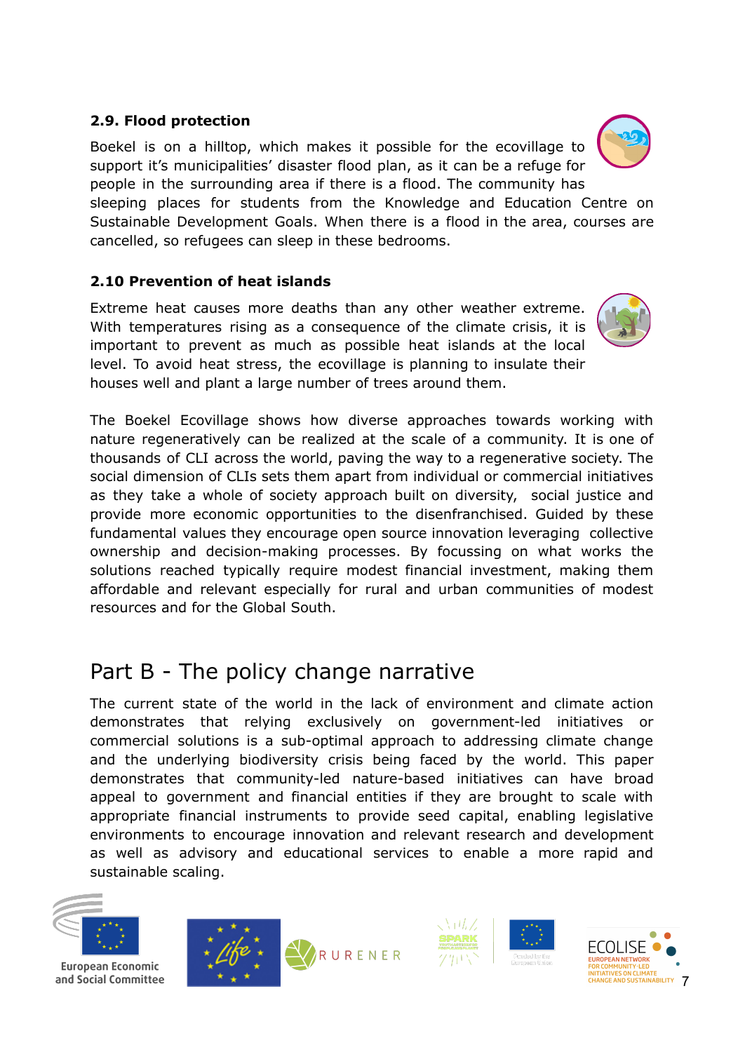### 2.9. Flood protection

Boekel is on a hilltop, which makes it possible for the ecovillage to support it's municipalities' disaster flood plan, as it can be a refuge for people in the surrounding area if there is a flood. The community has sleeping places for students from the Knowledge and Education Centre on Sustainable Development Goals. When there is a flood in the area, courses are cancelled, so refugees can sleep in these bedrooms.

### 2.10 Prevention of heat islands

Extreme heat causes more deaths than any other weather extreme. With temperatures rising as a consequence of the climate crisis, it is important to prevent as much as possible heat islands at the local level. To avoid heat stress, the ecovillage is planning to insulate their houses well and plant a large number of trees around them.

The Boekel Ecovillage shows how diverse approaches towards working with nature regeneratively can be realized at the scale of a community. It is one of thousands of CLI across the world, paving the way to a regenerative society. The social dimension of CLIs sets them apart from individual or commercial initiatives as they take a whole of society approach built on diversity, social justice and provide more economic opportunities to the disenfranchised. Guided by these fundamental values they encourage open source innovation leveraging collective ownership and decision-making processes. By focussing on what works the solutions reached typically require modest financial investment, making them affordable and relevant especially for rural and urban communities of modest resources and for the Global South.

# Part B - The policy change narrative

The current state of the world in the lack of environment and climate action demonstrates that relying exclusively on government-led initiatives or commercial solutions is a sub-optimal approach to addressing climate change and the underlying biodiversity crisis being faced by the world. This paper demonstrates that community-led nature-based initiatives can have broad appeal to government and financial entities if they are brought to scale with appropriate financial instruments to provide seed capital, enabling legislative environments to encourage innovation and relevant research and development as well as advisory and educational services to enable a more rapid and sustainable scaling.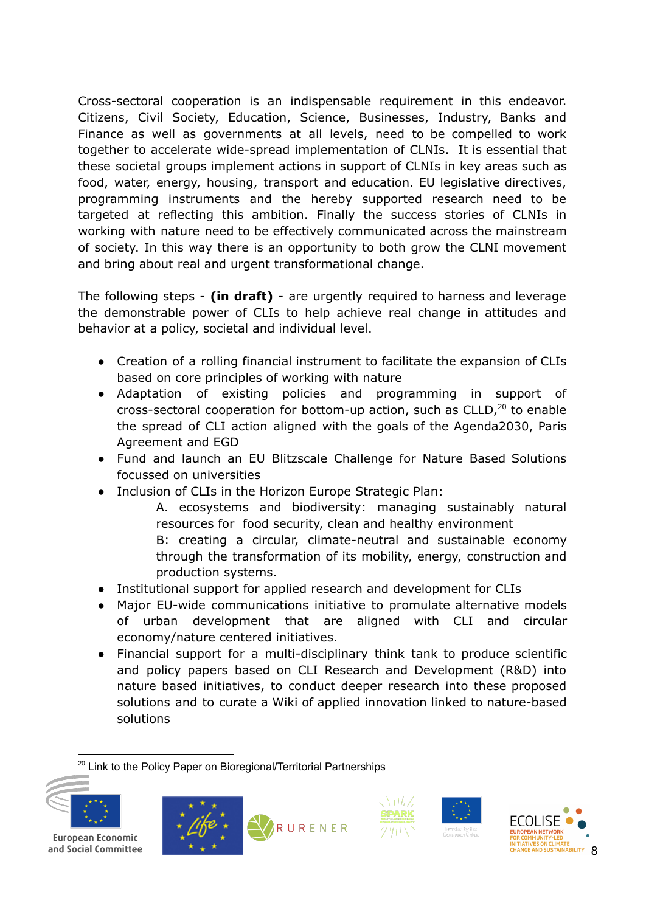Cross-sectoral cooperation is an indispensable requirement in this endeavor. Citizens, Civil Society, Education, Science, Businesses, Industry, Banks and Finance as well as governments at all levels, need to be compelled to work together to accelerate wide-spread implementation of CLNIs. It is essential that these societal groups implement actions in support of CLNIs in key areas such as food, water, energy, housing, transport and education. EU legislative directives, programming instruments and the hereby supported research need to be targeted at reflecting this ambition. Finally the success stories of CLNIs in working with nature need to be effectively communicated across the mainstream of society. In this way there is an opportunity to both grow the CLNI movement and bring about real and urgent transformational change.

The following steps - **(in draft)** - are urgently required to harness and leverage the demonstrable power of CLIs to help achieve real change in attitudes and behavior at a policy, societal and individual level.

- Creation of a rolling financial instrument to facilitate the expansion of CLIs based on core principles of working with nature
- Adaptation of existing policies and programming in support of cross-sectoral cooperation for bottom-up action, such as CLLD,[20] to enable the spread of CLI action aligned with the goals of the Agenda2030, Paris Agreement and EGD
- Fund and launch an EU Blitzscale Challenge for Nature Based Solutions focussed on universities
- Inclusion of CLIs in the Horizon Europe Strategic Plan:
  - A. ecosystems and biodiversity: managing sustainably natural resources for food security, clean and healthy environment
  - B: creating a circular, climate-neutral and sustainable economy through the transformation of its mobility, energy, construction and production systems.
- Institutional support for applied research and development for CLIs
- Major EU-wide communications initiative to promulate alternative models of urban development that are aligned with CLI and circular economy/nature centered initiatives.
- Financial support for a multi-disciplinary think tank to produce scientific and policy papers based on CLI Research and Development (R&D) into nature based initiatives, to conduct deeper research into these proposed solutions and to curate a Wiki of applied innovation linked to nature-based solutions

[20] Link to the Policy Paper on Bioregional/Territorial Partnerships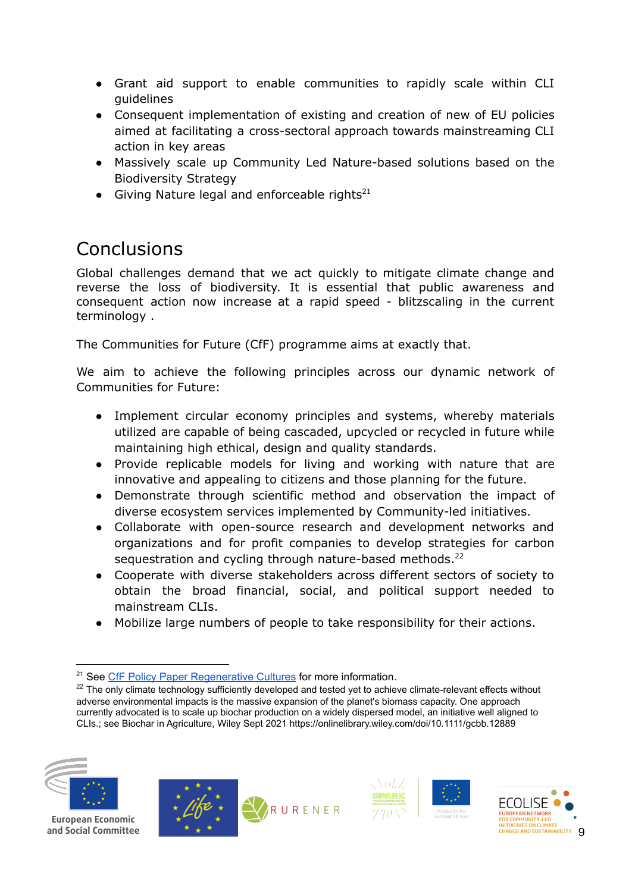- Grant aid support to enable communities to rapidly scale within CLI guidelines
- Consequent implementation of existing and creation of new of EU policies aimed at facilitating a cross-sectoral approach towards mainstreaming CLI action in key areas
- Massively scale up Community Led Nature-based solutions based on the Biodiversity Strategy
- Giving Nature legal and enforceable rights[21]

## Conclusions

Global challenges demand that we act quickly to mitigate climate change and reverse the loss of biodiversity. It is essential that public awareness and consequent action now increase at a rapid speed - blitzscaling in the current terminology .

The Communities for Future (CfF) programme aims at exactly that.

We aim to achieve the following principles across our dynamic network of Communities for Future:

- Implement circular economy principles and systems, whereby materials utilized are capable of being cascaded, upcycled or recycled in future while maintaining high ethical, design and quality standards.
- Provide replicable models for living and working with nature that are innovative and appealing to citizens and those planning for the future.
- Demonstrate through scientific method and observation the impact of diverse ecosystem services implemented by Community-led initiatives.
- Collaborate with open-source research and development networks and organizations and for profit companies to develop strategies for carbon sequestration and cycling through nature-based methods.[22]
- Cooperate with diverse stakeholders across different sectors of society to obtain the broad financial, social, and political support needed to mainstream CLIs.
- Mobilize large numbers of people to take responsibility for their actions.

---

[21] See CfF Policy Paper Regenerative Cultures for more information.

[22] The only climate technology sufficiently developed and tested yet to achieve climate-relevant effects without adverse environmental impacts is the massive expansion of the planet's biomass capacity. One approach currently advocated is to scale up biochar production on a widely dispersed model, an initiative well aligned to CLIs.; see Biochar in Agriculture, Wiley Sept 2021 https://onlinelibrary.wiley.com/doi/10.1111/gcbb.12889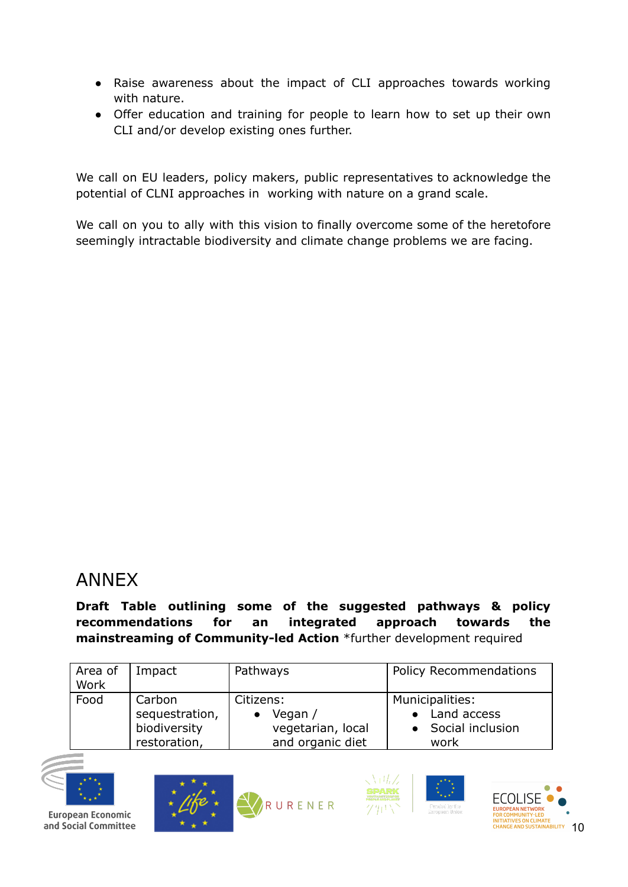- Raise awareness about the impact of CLI approaches towards working with nature.
- Offer education and training for people to learn how to set up their own CLI and/or develop existing ones further.

We call on EU leaders, policy makers, public representatives to acknowledge the potential of CLNI approaches in  working with nature on a grand scale.

We call on you to ally with this vision to finally overcome some of the heretofore seemingly intractable biodiversity and climate change problems we are facing.

# ANNEX

**Draft Table outlining some of the suggested pathways & policy recommendations for an integrated approach towards the mainstreaming of Community-led Action** *further development required

| Area of Work | Impact | Pathways | Policy Recommendations |
|---|---|---|---|
| Food | Carbon sequestration, biodiversity restoration, | Citizens:<br>• Vegan / vegetarian, local and organic diet | Municipalities:<br>• Land access<br>• Social inclusion work |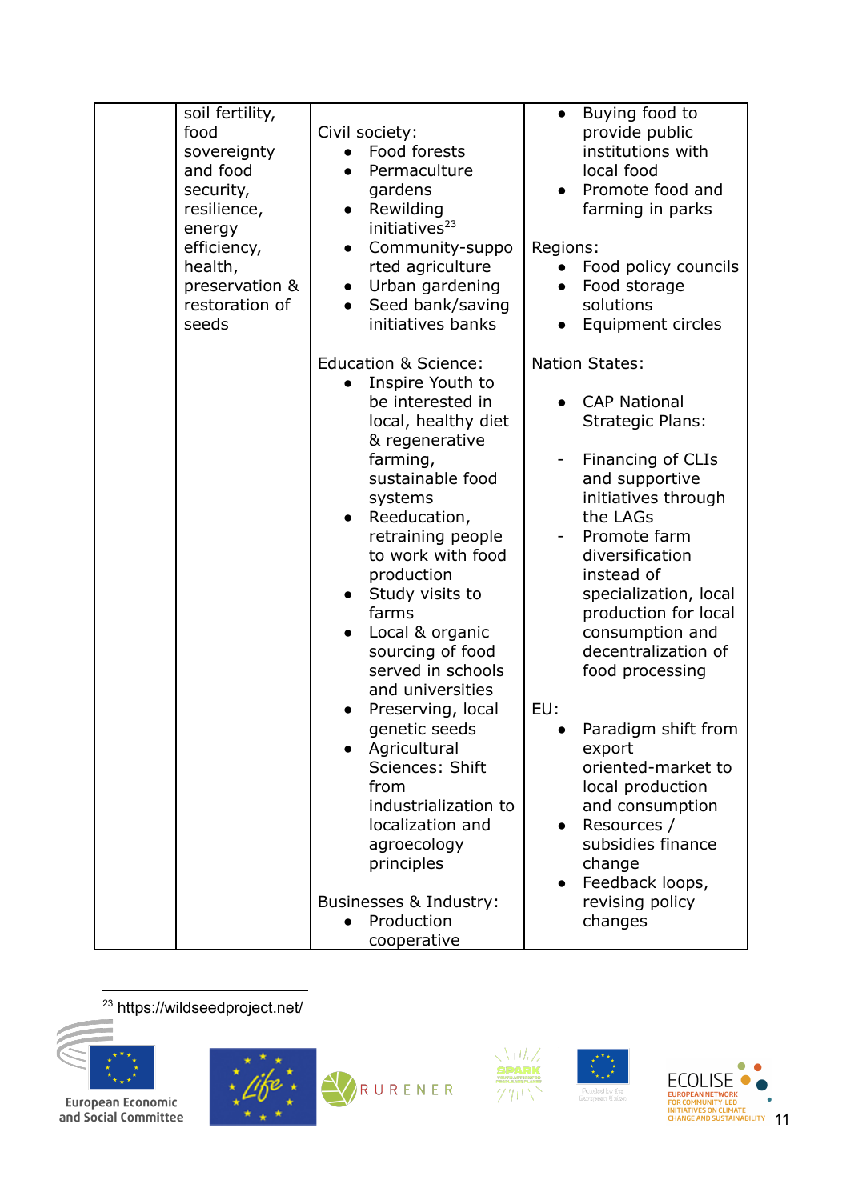| | soil fertility, food sovereignty and food security, resilience, energy efficiency, health, preservation & restoration of seeds | Civil society:<br>• Food forests<br>• Permaculture gardens<br>• Rewilding initiatives[23]<br>• Community-supported agriculture<br>• Urban gardening<br>• Seed bank/saving initiatives banks<br><br>Education & Science:<br>• Inspire Youth to be interested in local, healthy diet & regenerative farming, sustainable food systems<br>• Reeducation, retraining people to work with food production<br>• Study visits to farms<br>• Local & organic sourcing of food served in schools and universities<br>• Preserving, local genetic seeds<br>• Agricultural Sciences: Shift from industrialization to localization and agroecology principles<br><br>Businesses & Industry:<br>• Production cooperative | • Buying food to provide public institutions with local food<br>• Promote food and farming in parks<br><br>Regions:<br>• Food policy councils<br>• Food storage solutions<br>• Equipment circles<br><br>Nation States:<br><br>• CAP National Strategic Plans:<br><br>- Financing of CLIs and supportive initiatives through the LAGs<br>- Promote farm diversification instead of specialization, local production for local consumption and decentralization of food processing<br><br>EU:<br>• Paradigm shift from export oriented-market to local production and consumption<br>• Resources / subsidies finance change<br>• Feedback loops, revising policy changes |
|---|---|---|---|

[23] https://wildseedproject.net/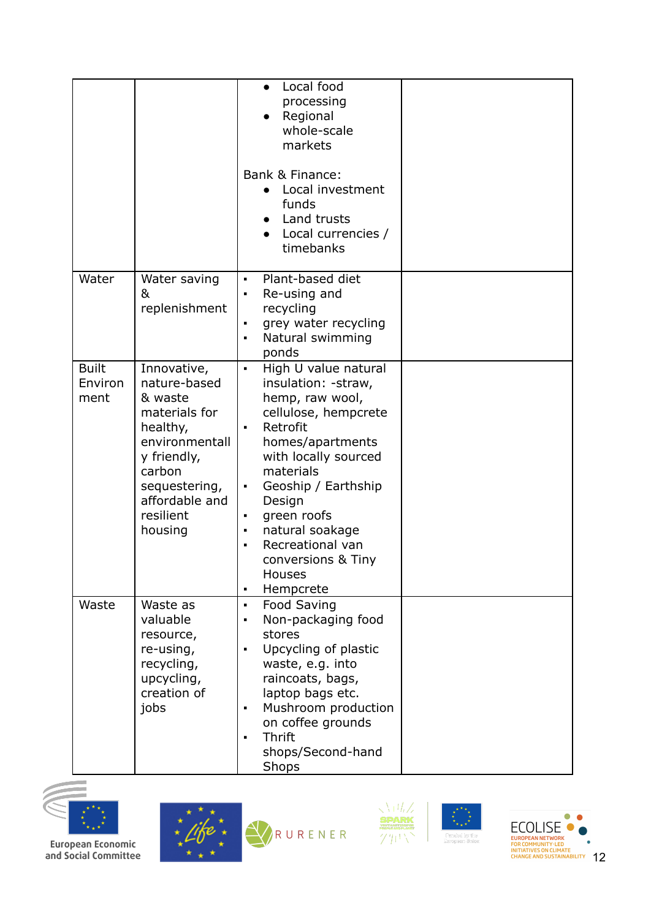| | | | |
|---|---|---|---|
| | | • Local food processing<br>• Regional whole-scale markets<br><br>Bank & Finance:<br>• Local investment funds<br>• Land trusts<br>• Local currencies / timebanks | |
| Water | Water saving & replenishment | ▪ Plant-based diet<br>▪ Re-using and recycling<br>▪ grey water recycling<br>▪ Natural swimming ponds | |
| Built Environment | Innovative, nature-based & waste materials for healthy, environmentally friendly, carbon sequestering, affordable and resilient housing | ▪ High U value natural insulation: -straw, hemp, raw wool, cellulose, hempcrete<br>▪ Retrofit homes/apartments with locally sourced materials<br>▪ Geoship / Earthship Design<br>▪ green roofs<br>▪ natural soakage<br>▪ Recreational van conversions & Tiny Houses<br>▪ Hempcrete | |
| Waste | Waste as valuable resource, re-using, recycling, upcycling, creation of jobs | ▪ Food Saving<br>▪ Non-packaging food stores<br>▪ Upcycling of plastic waste, e.g. into raincoats, bags, laptop bags etc.<br>▪ Mushroom production on coffee grounds<br>▪ Thrift shops/Second-hand Shops | |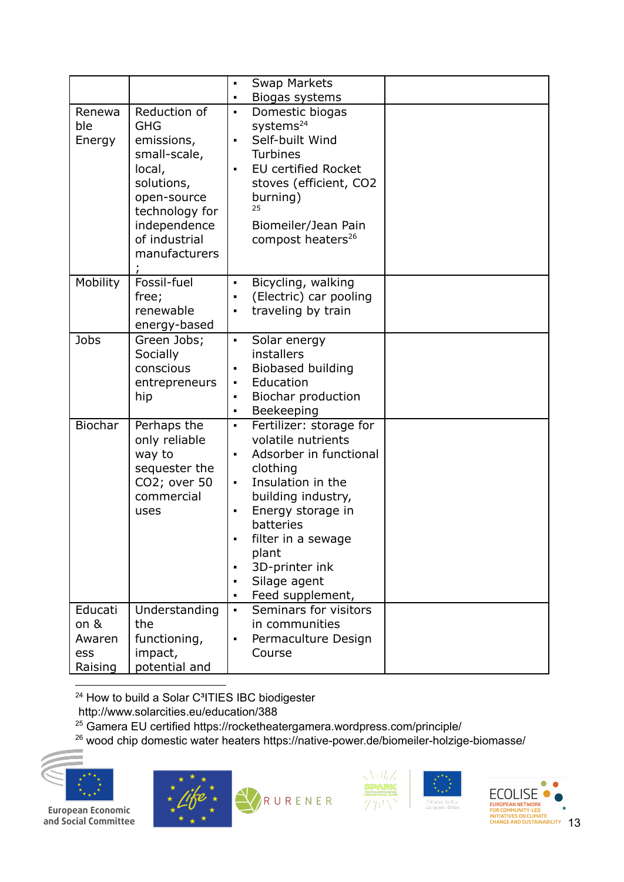| | | | |
|---|---|---|---|
| | | ▪ Swap Markets<br>▪ Biogas systems | |
| Renewable Energy | Reduction of GHG emissions, small-scale, local, solutions, open-source technology for independence of industrial manufacturers ; | ▪ Domestic biogas systems[24]<br>▪ Self-built Wind Turbines<br>▪ EU certified Rocket stoves (efficient, CO2 burning)[25]<br>Biomeiler/Jean Pain compost heaters[26] | |
| Mobility | Fossil-fuel free; renewable energy-based | ▪ Bicycling, walking<br>▪ (Electric) car pooling<br>▪ traveling by train | |
| Jobs | Green Jobs; Socially conscious entrepreneurship | ▪ Solar energy installers<br>▪ Biobased building<br>▪ Education<br>▪ Biochar production<br>▪ Beekeeping | |
| Biochar | Perhaps the only reliable way to sequester the CO2; over 50 commercial uses | ▪ Fertilizer: storage for volatile nutrients<br>▪ Adsorber in functional clothing<br>▪ Insulation in the building industry,<br>▪ Energy storage in batteries<br>▪ filter in a sewage plant<br>▪ 3D-printer ink<br>▪ Silage agent<br>▪ Feed supplement, | |
| Education & Awareness Raising | Understanding the functioning, impact, potential and | ▪ Seminars for visitors in communities<br>▪ Permaculture Design Course | |

[24] How to build a Solar C³ITIES IBC biodigester http://www.solarcities.eu/education/388
[25] Gamera EU certified https://rocketheatergamera.wordpress.com/principle/
[26] wood chip domestic water heaters https://native-power.de/biomeiler-holzige-biomasse/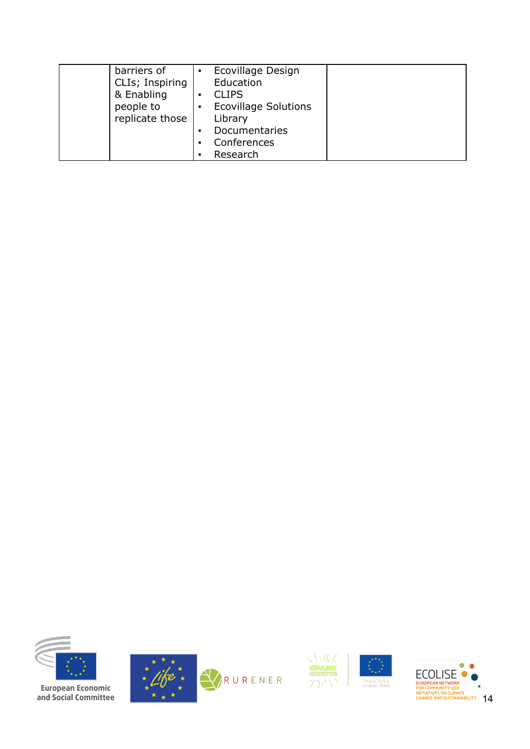| | | | |
|---|---|---|---|
| | barriers of CLIs; Inspiring & Enabling people to replicate those | ▪ Ecovillage Design Education<br>▪ CLIPS<br>▪ Ecovillage Solutions Library<br>▪ Documentaries<br>▪ Conferences<br>▪ Research | |